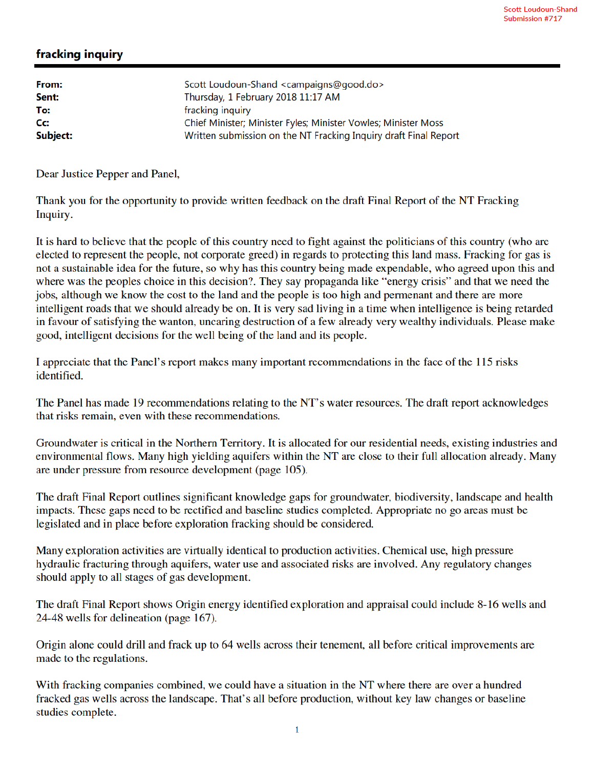Scott Loudoun-Shand
Submission #717

## fracking inquiry

| | |
|---|---|
| **From:** | Scott Loudoun-Shand <campaigns@good.do> |
| **Sent:** | Thursday, 1 February 2018 11:17 AM |
| **To:** | fracking inquiry |
| **Cc:** | Chief Minister; Minister Fyles; Minister Vowles; Minister Moss |
| **Subject:** | Written submission on the NT Fracking Inquiry draft Final Report |

Dear Justice Pepper and Panel,

Thank you for the opportunity to provide written feedback on the draft Final Report of the NT Fracking Inquiry.

It is hard to believe that the people of this country need to fight against the politicians of this country (who are elected to represent the people, not corporate greed) in regards to protecting this land mass. Fracking for gas is not a sustainable idea for the future, so why has this country being made expendable, who agreed upon this and where was the peoples choice in this decision?. They say propaganda like "energy crisis" and that we need the jobs, although we know the cost to the land and the people is too high and permenant and there are more intelligent roads that we should already be on. It is very sad living in a time when intelligence is being retarded in favour of satisfying the wanton, uncaring destruction of a few already very wealthy individuals. Please make good, intelligent decisions for the well being of the land and its people.

I appreciate that the Panel's report makes many important recommendations in the face of the 115 risks identified.

The Panel has made 19 recommendations relating to the NT's water resources. The draft report acknowledges that risks remain, even with these recommendations.

Groundwater is critical in the Northern Territory. It is allocated for our residential needs, existing industries and environmental flows. Many high yielding aquifers within the NT are close to their full allocation already. Many are under pressure from resource development (page 105).

The draft Final Report outlines significant knowledge gaps for groundwater, biodiversity, landscape and health impacts. These gaps need to be rectified and baseline studies completed. Appropriate no go areas must be legislated and in place before exploration fracking should be considered.

Many exploration activities are virtually identical to production activities. Chemical use, high pressure hydraulic fracturing through aquifers, water use and associated risks are involved. Any regulatory changes should apply to all stages of gas development.

The draft Final Report shows Origin energy identified exploration and appraisal could include 8-16 wells and 24-48 wells for delineation (page 167).

Origin alone could drill and frack up to 64 wells across their tenement, all before critical improvements are made to the regulations.

With fracking companies combined, we could have a situation in the NT where there are over a hundred fracked gas wells across the landscape. That's all before production, without key law changes or baseline studies complete.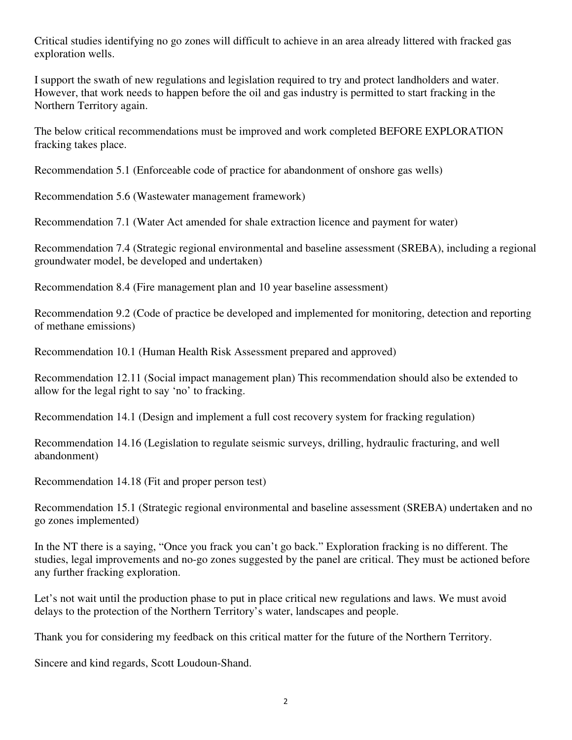Critical studies identifying no go zones will difficult to achieve in an area already littered with fracked gas exploration wells.

I support the swath of new regulations and legislation required to try and protect landholders and water. However, that work needs to happen before the oil and gas industry is permitted to start fracking in the Northern Territory again.

The below critical recommendations must be improved and work completed BEFORE EXPLORATION fracking takes place.

Recommendation 5.1 (Enforceable code of practice for abandonment of onshore gas wells)

Recommendation 5.6 (Wastewater management framework)

Recommendation 7.1 (Water Act amended for shale extraction licence and payment for water)

Recommendation 7.4 (Strategic regional environmental and baseline assessment (SREBA), including a regional groundwater model, be developed and undertaken)

Recommendation 8.4 (Fire management plan and 10 year baseline assessment)

Recommendation 9.2 (Code of practice be developed and implemented for monitoring, detection and reporting of methane emissions)

Recommendation 10.1 (Human Health Risk Assessment prepared and approved)

Recommendation 12.11 (Social impact management plan) This recommendation should also be extended to allow for the legal right to say 'no' to fracking.

Recommendation 14.1 (Design and implement a full cost recovery system for fracking regulation)

Recommendation 14.16 (Legislation to regulate seismic surveys, drilling, hydraulic fracturing, and well abandonment)

Recommendation 14.18 (Fit and proper person test)

Recommendation 15.1 (Strategic regional environmental and baseline assessment (SREBA) undertaken and no go zones implemented)

In the NT there is a saying, "Once you frack you can't go back." Exploration fracking is no different. The studies, legal improvements and no-go zones suggested by the panel are critical. They must be actioned before any further fracking exploration.

Let's not wait until the production phase to put in place critical new regulations and laws. We must avoid delays to the protection of the Northern Territory's water, landscapes and people.

Thank you for considering my feedback on this critical matter for the future of the Northern Territory.

Sincere and kind regards, Scott Loudoun-Shand.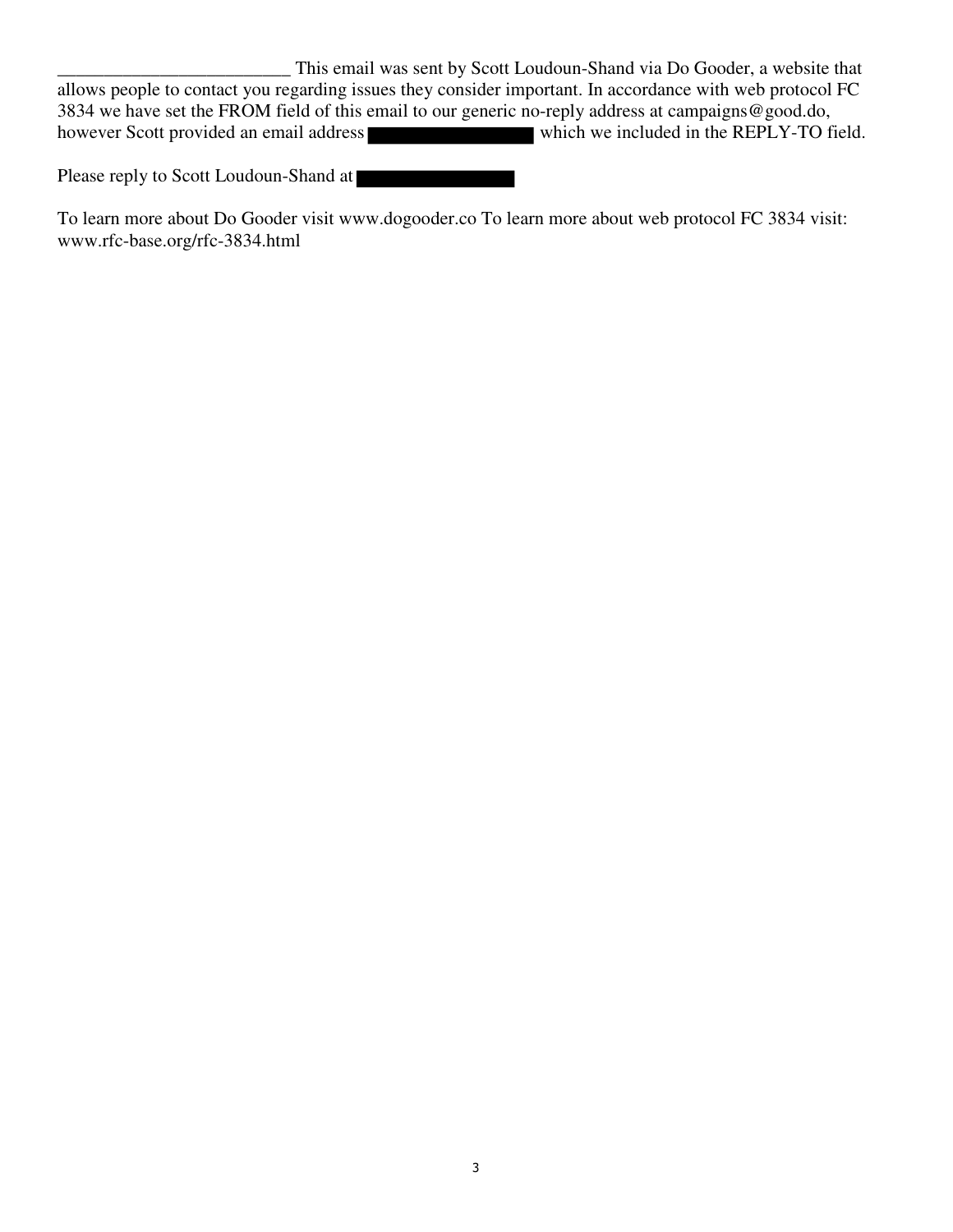_________________________ This email was sent by Scott Loudoun-Shand via Do Gooder, a website that allows people to contact you regarding issues they consider important. In accordance with web protocol FC 3834 we have set the FROM field of this email to our generic no-reply address at campaigns@good.do, however Scott provided an email address [REDACTED] which we included in the REPLY-TO field.

Please reply to Scott Loudoun-Shand at [REDACTED]

To learn more about Do Gooder visit www.dogooder.co To learn more about web protocol FC 3834 visit: www.rfc-base.org/rfc-3834.html